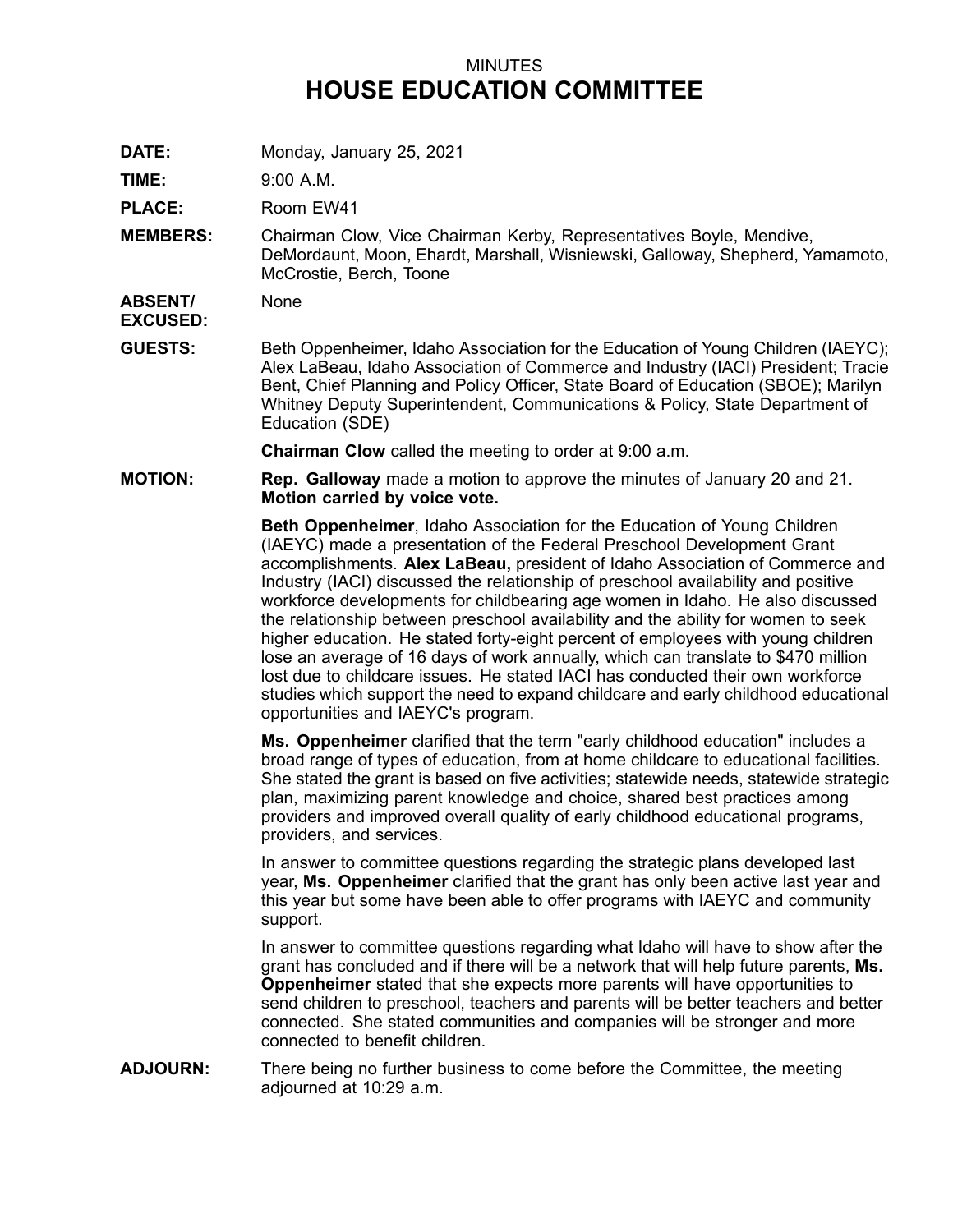MINUTES

# HOUSE EDUCATION COMMITTEE

**DATE:** Monday, January 25, 2021

**TIME:** 9:00 A.M.

**PLACE:** Room EW41

**MEMBERS:** Chairman Clow, Vice Chairman Kerby, Representatives Boyle, Mendive, DeMordaunt, Moon, Ehardt, Marshall, Wisniewski, Galloway, Shepherd, Yamamoto, McCrostie, Berch, Toone

**ABSENT/ EXCUSED:** None

**GUESTS:** Beth Oppenheimer, Idaho Association for the Education of Young Children (IAEYC); Alex LaBeau, Idaho Association of Commerce and Industry (IACI) President; Tracie Bent, Chief Planning and Policy Officer, State Board of Education (SBOE); Marilyn Whitney Deputy Superintendent, Communications & Policy, State Department of Education (SDE)

**Chairman Clow** called the meeting to order at 9:00 a.m.

**MOTION:** **Rep. Galloway** made a motion to approve the minutes of January 20 and 21. **Motion carried by voice vote.**

**Beth Oppenheimer**, Idaho Association for the Education of Young Children (IAEYC) made a presentation of the Federal Preschool Development Grant accomplishments. **Alex LaBeau,** president of Idaho Association of Commerce and Industry (IACI) discussed the relationship of preschool availability and positive workforce developments for childbearing age women in Idaho. He also discussed the relationship between preschool availability and the ability for women to seek higher education. He stated forty-eight percent of employees with young children lose an average of 16 days of work annually, which can translate to $470 million lost due to childcare issues. He stated IACI has conducted their own workforce studies which support the need to expand childcare and early childhood educational opportunities and IAEYC's program.

**Ms. Oppenheimer** clarified that the term "early childhood education" includes a broad range of types of education, from at home childcare to educational facilities. She stated the grant is based on five activities; statewide needs, statewide strategic plan, maximizing parent knowledge and choice, shared best practices among providers and improved overall quality of early childhood educational programs, providers, and services.

In answer to committee questions regarding the strategic plans developed last year, **Ms. Oppenheimer** clarified that the grant has only been active last year and this year but some have been able to offer programs with IAEYC and community support.

In answer to committee questions regarding what Idaho will have to show after the grant has concluded and if there will be a network that will help future parents, **Ms. Oppenheimer** stated that she expects more parents will have opportunities to send children to preschool, teachers and parents will be better teachers and better connected. She stated communities and companies will be stronger and more connected to benefit children.

**ADJOURN:** There being no further business to come before the Committee, the meeting adjourned at 10:29 a.m.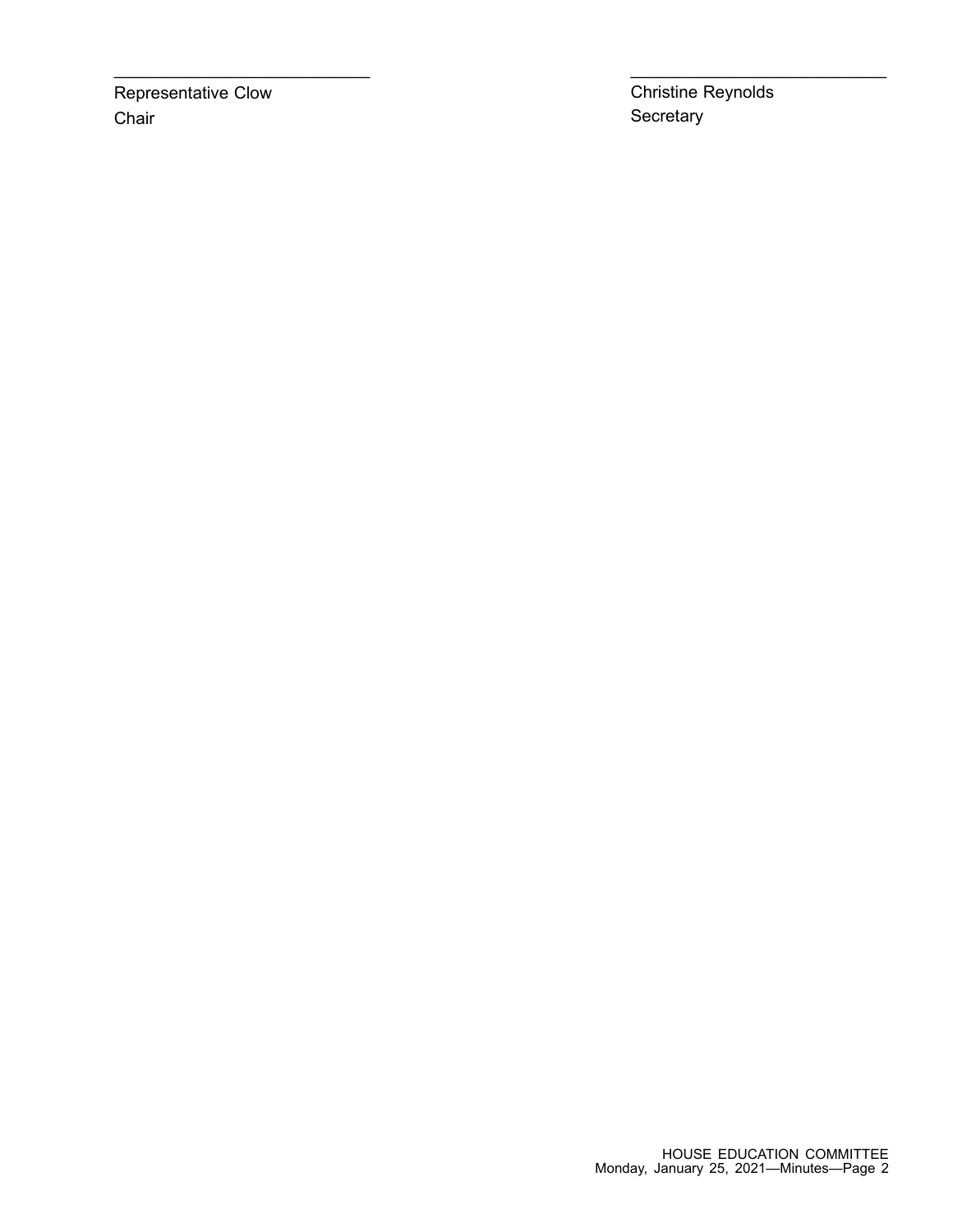___________________________
Representative Clow
Chair

___________________________
Christine Reynolds
Secretary